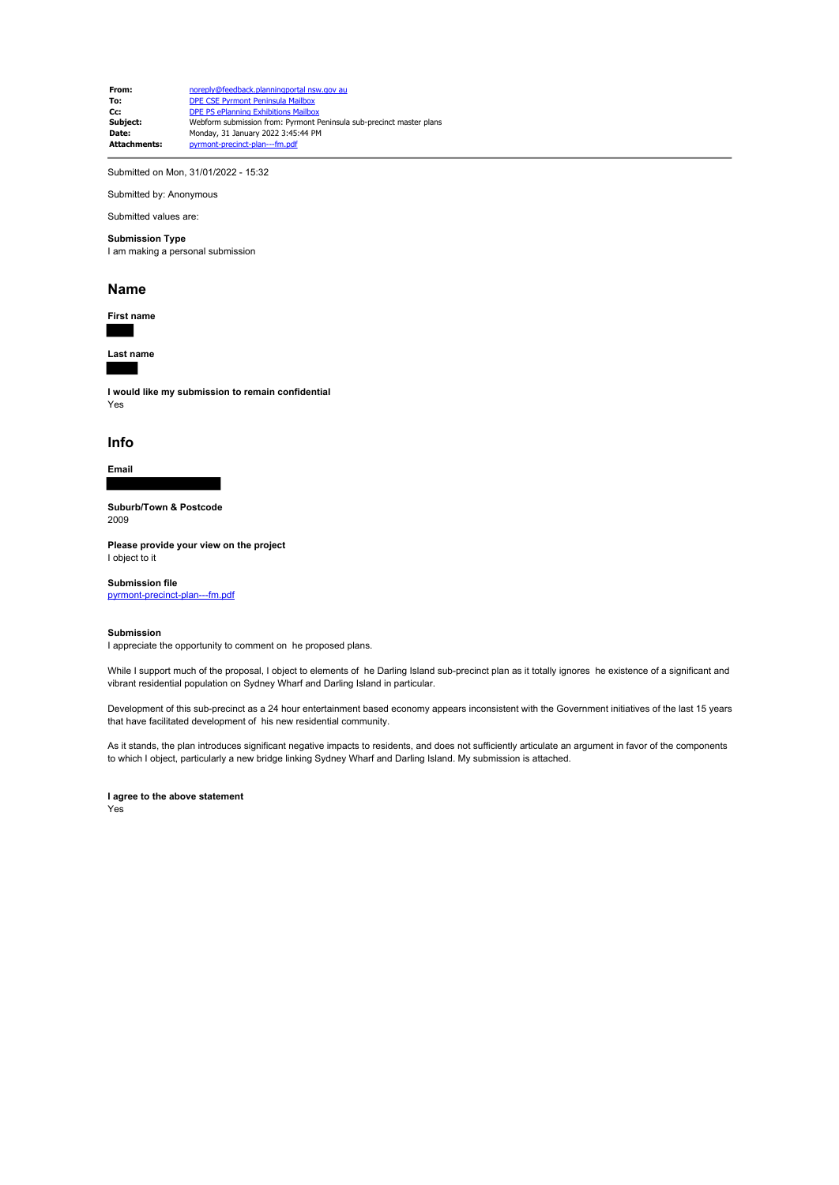| | |
|---|---|
| **From:** | noreply@feedback.planningportal nsw.gov au |
| **To:** | DPE CSE Pyrmont Peninsula Mailbox |
| **Cc:** | DPE PS ePlanning Exhibitions Mailbox |
| **Subject:** | Webform submission from: Pyrmont Peninsula sub-precinct master plans |
| **Date:** | Monday, 31 January 2022 3:45:44 PM |
| **Attachments:** | pyrmont-precinct-plan---fm.pdf |

Submitted on Mon, 31/01/2022 - 15:32

Submitted by: Anonymous

Submitted values are:

**Submission Type**
I am making a personal submission

## Name

**First name**

**Last name**

**I would like my submission to remain confidential**
Yes

## Info

**Email**

**Suburb/Town & Postcode**
2009

**Please provide your view on the project**
I object to it

**Submission file**
pyrmont-precinct-plan---fm.pdf

**Submission**
I appreciate the opportunity to comment on he proposed plans.

While I support much of the proposal, I object to elements of he Darling Island sub-precinct plan as it totally ignores he existence of a significant and vibrant residential population on Sydney Wharf and Darling Island in particular.

Development of this sub-precinct as a 24 hour entertainment based economy appears inconsistent with the Government initiatives of the last 15 years that have facilitated development of his new residential community.

As it stands, the plan introduces significant negative impacts to residents, and does not sufficiently articulate an argument in favor of the components to which I object, particularly a new bridge linking Sydney Wharf and Darling Island. My submission is attached.

**I agree to the above statement**
Yes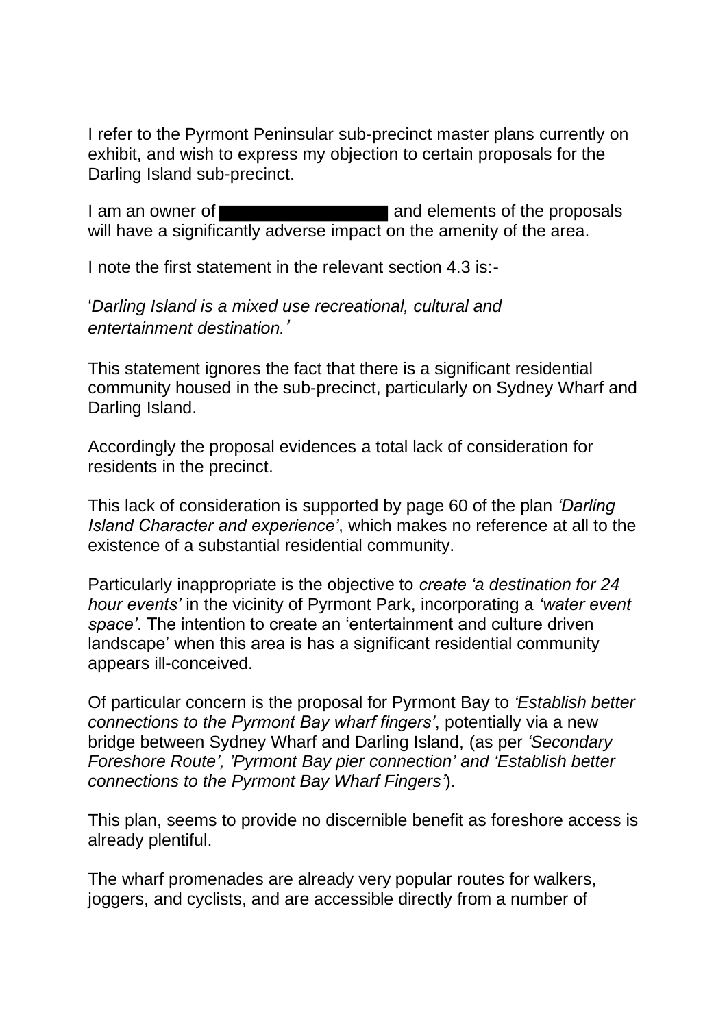I refer to the Pyrmont Peninsular sub-precinct master plans currently on exhibit, and wish to express my objection to certain proposals for the Darling Island sub-precinct.

I am an owner of ██████████ and elements of the proposals will have a significantly adverse impact on the amenity of the area.

I note the first statement in the relevant section 4.3 is:-

'*Darling Island is a mixed use recreational, cultural and entertainment destination.*'

This statement ignores the fact that there is a significant residential community housed in the sub-precinct, particularly on Sydney Wharf and Darling Island.

Accordingly the proposal evidences a total lack of consideration for residents in the precinct.

This lack of consideration is supported by page 60 of the plan *'Darling Island Character and experience'*, which makes no reference at all to the existence of a substantial residential community.

Particularly inappropriate is the objective to *create 'a destination for 24 hour events'* in the vicinity of Pyrmont Park, incorporating a *'water event space'*. The intention to create an 'entertainment and culture driven landscape' when this area is has a significant residential community appears ill-conceived.

Of particular concern is the proposal for Pyrmont Bay to *'Establish better connections to the Pyrmont Bay wharf fingers'*, potentially via a new bridge between Sydney Wharf and Darling Island, (as per *'Secondary Foreshore Route', 'Pyrmont Bay pier connection' and 'Establish better connections to the Pyrmont Bay Wharf Fingers'*).

This plan, seems to provide no discernible benefit as foreshore access is already plentiful.

The wharf promenades are already very popular routes for walkers, joggers, and cyclists, and are accessible directly from a number of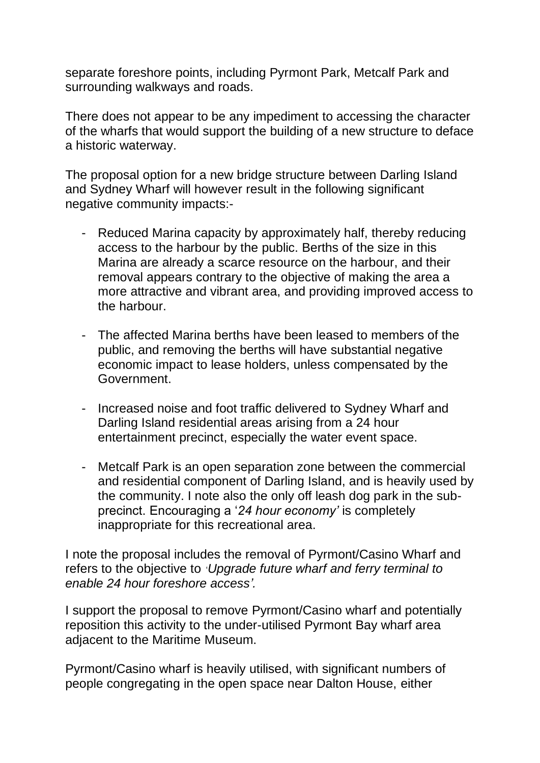separate foreshore points, including Pyrmont Park, Metcalf Park and surrounding walkways and roads.

There does not appear to be any impediment to accessing the character of the wharfs that would support the building of a new structure to deface a historic waterway.

The proposal option for a new bridge structure between Darling Island and Sydney Wharf will however result in the following significant negative community impacts:-

- Reduced Marina capacity by approximately half, thereby reducing access to the harbour by the public. Berths of the size in this Marina are already a scarce resource on the harbour, and their removal appears contrary to the objective of making the area a more attractive and vibrant area, and providing improved access to the harbour.

- The affected Marina berths have been leased to members of the public, and removing the berths will have substantial negative economic impact to lease holders, unless compensated by the Government.

- Increased noise and foot traffic delivered to Sydney Wharf and Darling Island residential areas arising from a 24 hour entertainment precinct, especially the water event space.

- Metcalf Park is an open separation zone between the commercial and residential component of Darling Island, and is heavily used by the community. I note also the only off leash dog park in the sub-precinct. Encouraging a '*24 hour economy'* is completely inappropriate for this recreational area.

I note the proposal includes the removal of Pyrmont/Casino Wharf and refers to the objective to '*Upgrade future wharf and ferry terminal to enable 24 hour foreshore access'.*

I support the proposal to remove Pyrmont/Casino wharf and potentially reposition this activity to the under-utilised Pyrmont Bay wharf area adjacent to the Maritime Museum.

Pyrmont/Casino wharf is heavily utilised, with significant numbers of people congregating in the open space near Dalton House, either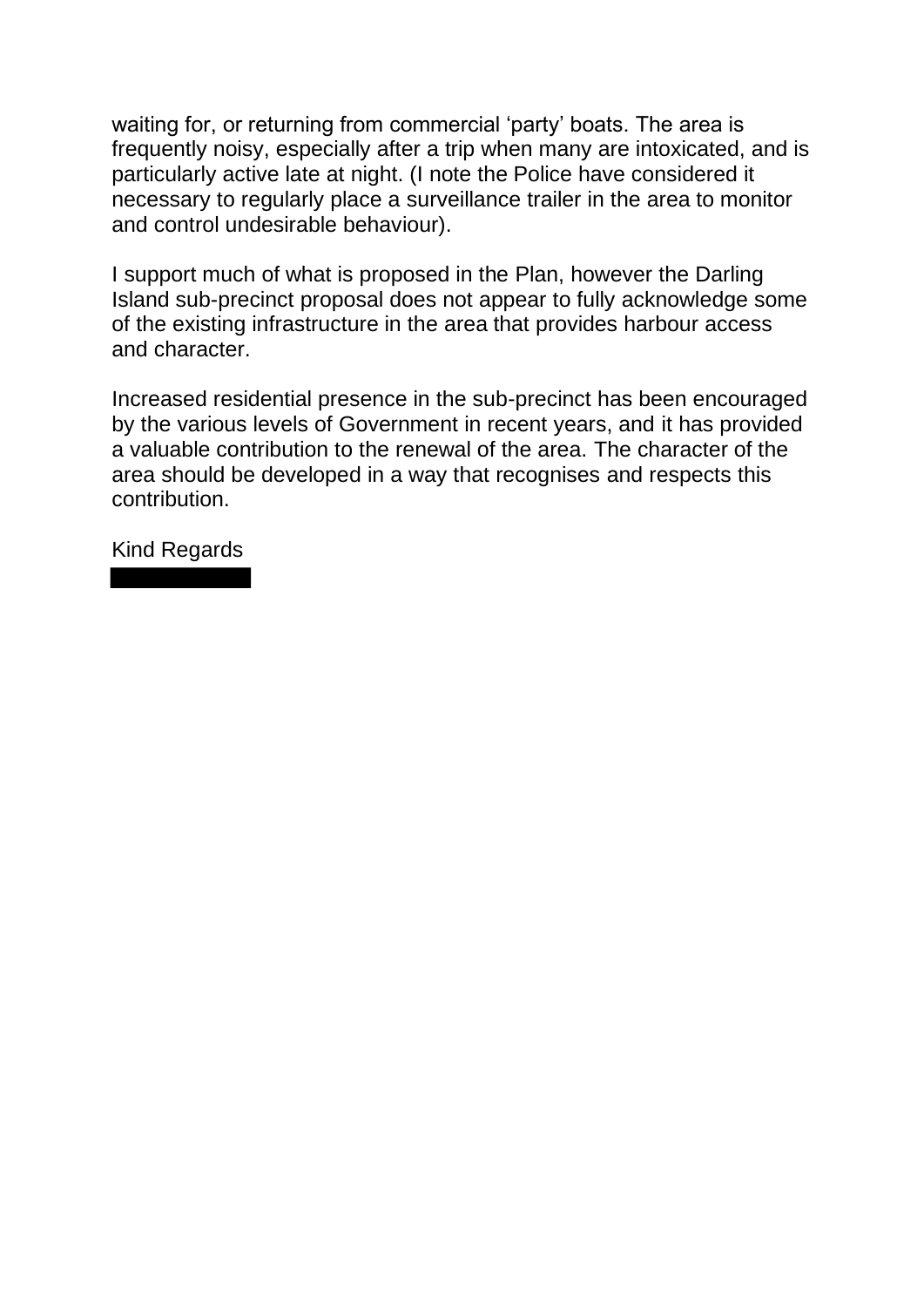waiting for, or returning from commercial 'party' boats. The area is frequently noisy, especially after a trip when many are intoxicated, and is particularly active late at night. (I note the Police have considered it necessary to regularly place a surveillance trailer in the area to monitor and control undesirable behaviour).

I support much of what is proposed in the Plan, however the Darling Island sub-precinct proposal does not appear to fully acknowledge some of the existing infrastructure in the area that provides harbour access and character.

Increased residential presence in the sub-precinct has been encouraged by the various levels of Government in recent years, and it has provided a valuable contribution to the renewal of the area. The character of the area should be developed in a way that recognises and respects this contribution.

Kind Regards